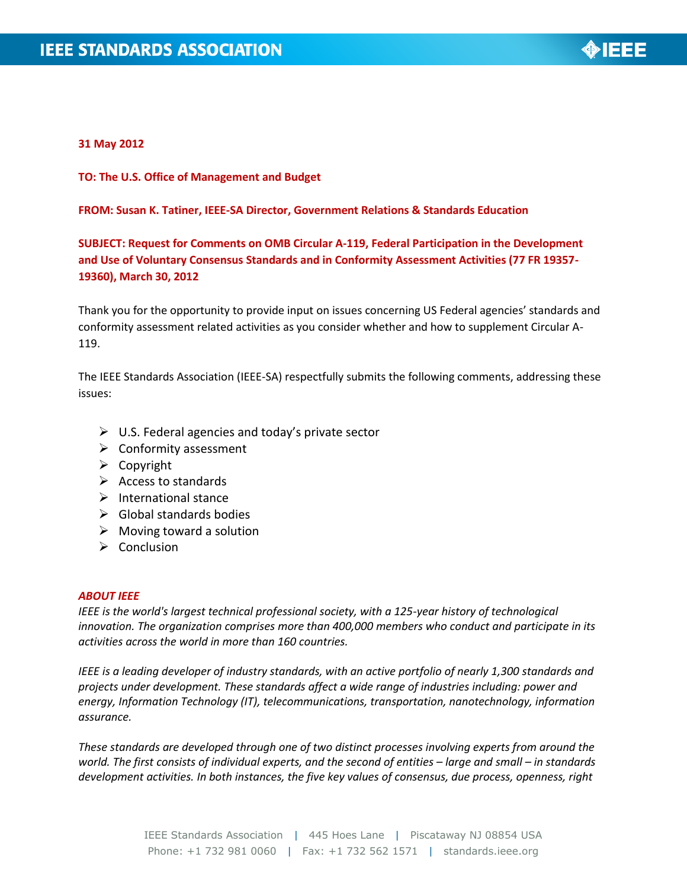**31 May 2012**

**TO: The U.S. Office of Management and Budget**

**FROM: Susan K. Tatiner, IEEE-SA Director, Government Relations & Standards Education**

**SUBJECT: Request for Comments on OMB Circular A-119, Federal Participation in the Development and Use of Voluntary Consensus Standards and in Conformity Assessment Activities (77 FR 19357-19360), March 30, 2012**

Thank you for the opportunity to provide input on issues concerning US Federal agencies' standards and conformity assessment related activities as you consider whether and how to supplement Circular A-119.

The IEEE Standards Association (IEEE-SA) respectfully submits the following comments, addressing these issues:

- U.S. Federal agencies and today's private sector
- Conformity assessment
- Copyright
- Access to standards
- International stance
- Global standards bodies
- Moving toward a solution
- Conclusion

***ABOUT IEEE***

*IEEE is the world's largest technical professional society, with a 125-year history of technological innovation. The organization comprises more than 400,000 members who conduct and participate in its activities across the world in more than 160 countries.*

*IEEE is a leading developer of industry standards, with an active portfolio of nearly 1,300 standards and projects under development. These standards affect a wide range of industries including: power and energy, Information Technology (IT), telecommunications, transportation, nanotechnology, information assurance.*

*These standards are developed through one of two distinct processes involving experts from around the world. The first consists of individual experts, and the second of entities – large and small – in standards development activities. In both instances, the five key values of consensus, due process, openness, right*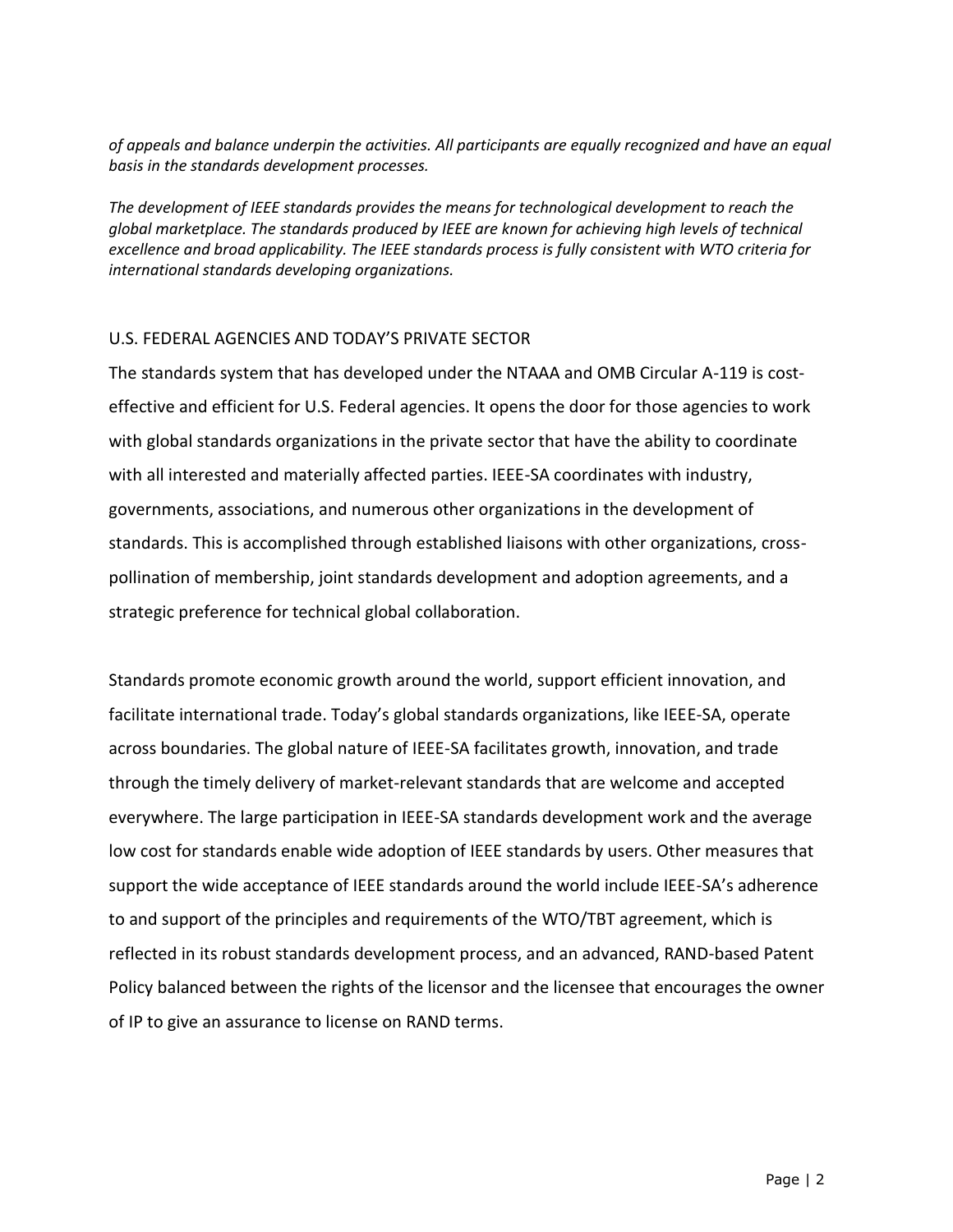*of appeals and balance underpin the activities. All participants are equally recognized and have an equal basis in the standards development processes.*

*The development of IEEE standards provides the means for technological development to reach the global marketplace. The standards produced by IEEE are known for achieving high levels of technical excellence and broad applicability. The IEEE standards process is fully consistent with WTO criteria for international standards developing organizations.*

## U.S. FEDERAL AGENCIES AND TODAY'S PRIVATE SECTOR

The standards system that has developed under the NTAAA and OMB Circular A-119 is cost-effective and efficient for U.S. Federal agencies. It opens the door for those agencies to work with global standards organizations in the private sector that have the ability to coordinate with all interested and materially affected parties. IEEE-SA coordinates with industry, governments, associations, and numerous other organizations in the development of standards. This is accomplished through established liaisons with other organizations, cross-pollination of membership, joint standards development and adoption agreements, and a strategic preference for technical global collaboration.

Standards promote economic growth around the world, support efficient innovation, and facilitate international trade. Today's global standards organizations, like IEEE-SA, operate across boundaries. The global nature of IEEE-SA facilitates growth, innovation, and trade through the timely delivery of market-relevant standards that are welcome and accepted everywhere. The large participation in IEEE-SA standards development work and the average low cost for standards enable wide adoption of IEEE standards by users. Other measures that support the wide acceptance of IEEE standards around the world include IEEE-SA's adherence to and support of the principles and requirements of the WTO/TBT agreement, which is reflected in its robust standards development process, and an advanced, RAND-based Patent Policy balanced between the rights of the licensor and the licensee that encourages the owner of IP to give an assurance to license on RAND terms.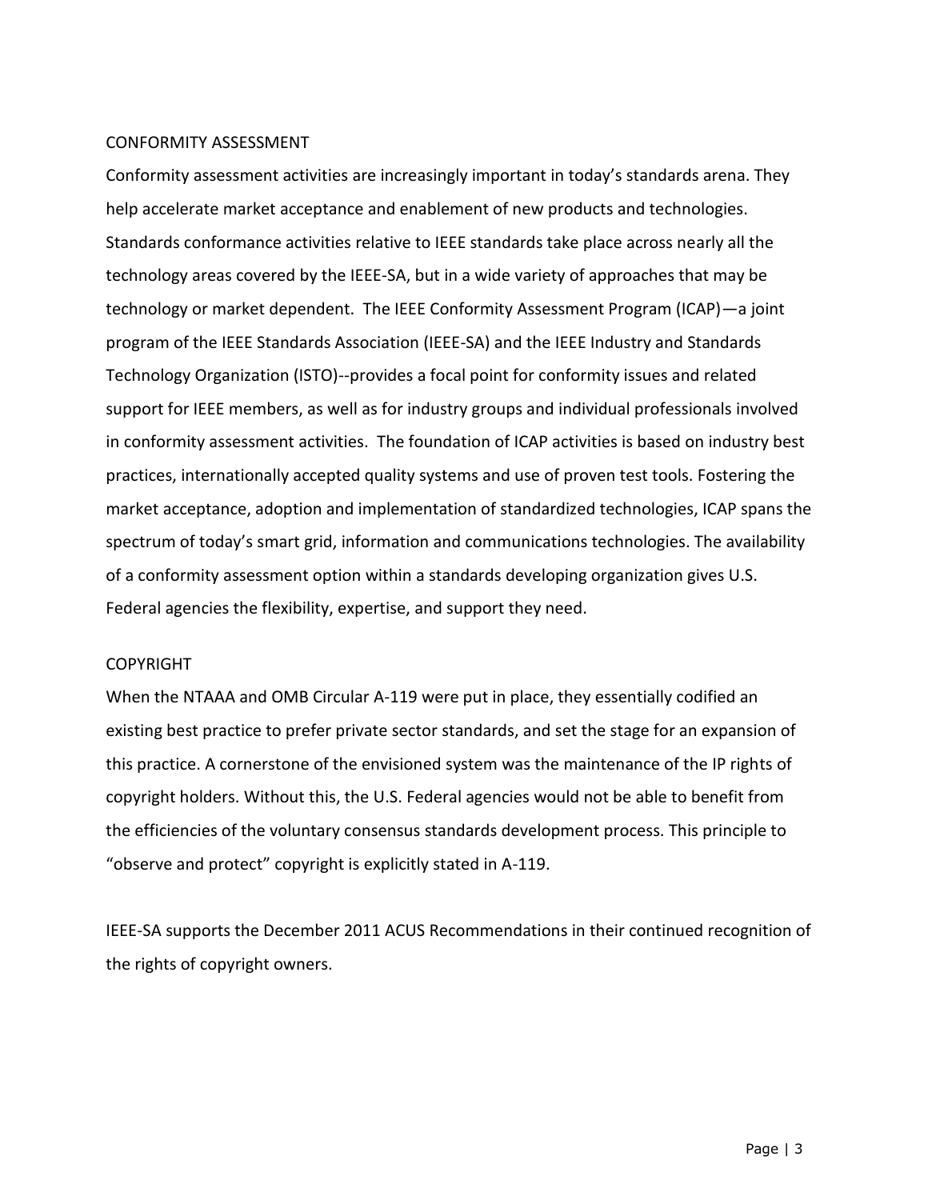## CONFORMITY ASSESSMENT

Conformity assessment activities are increasingly important in today's standards arena. They help accelerate market acceptance and enablement of new products and technologies. Standards conformance activities relative to IEEE standards take place across nearly all the technology areas covered by the IEEE-SA, but in a wide variety of approaches that may be technology or market dependent. The IEEE Conformity Assessment Program (ICAP)—a joint program of the IEEE Standards Association (IEEE-SA) and the IEEE Industry and Standards Technology Organization (ISTO)--provides a focal point for conformity issues and related support for IEEE members, as well as for industry groups and individual professionals involved in conformity assessment activities. The foundation of ICAP activities is based on industry best practices, internationally accepted quality systems and use of proven test tools. Fostering the market acceptance, adoption and implementation of standardized technologies, ICAP spans the spectrum of today's smart grid, information and communications technologies. The availability of a conformity assessment option within a standards developing organization gives U.S. Federal agencies the flexibility, expertise, and support they need.

## COPYRIGHT

When the NTAAA and OMB Circular A-119 were put in place, they essentially codified an existing best practice to prefer private sector standards, and set the stage for an expansion of this practice. A cornerstone of the envisioned system was the maintenance of the IP rights of copyright holders. Without this, the U.S. Federal agencies would not be able to benefit from the efficiencies of the voluntary consensus standards development process. This principle to "observe and protect" copyright is explicitly stated in A-119.

IEEE-SA supports the December 2011 ACUS Recommendations in their continued recognition of the rights of copyright owners.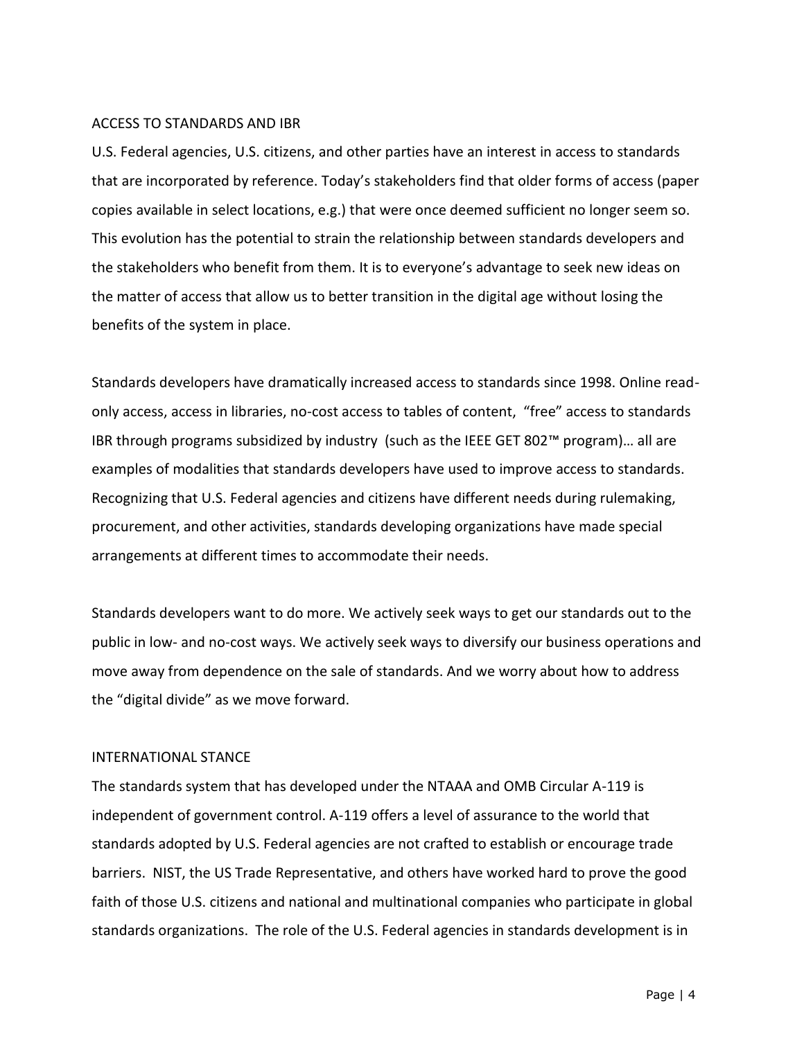## ACCESS TO STANDARDS AND IBR

U.S. Federal agencies, U.S. citizens, and other parties have an interest in access to standards that are incorporated by reference. Today's stakeholders find that older forms of access (paper copies available in select locations, e.g.) that were once deemed sufficient no longer seem so. This evolution has the potential to strain the relationship between standards developers and the stakeholders who benefit from them. It is to everyone's advantage to seek new ideas on the matter of access that allow us to better transition in the digital age without losing the benefits of the system in place.

Standards developers have dramatically increased access to standards since 1998. Online read-only access, access in libraries, no-cost access to tables of content, "free" access to standards IBR through programs subsidized by industry (such as the IEEE GET 802™ program)… all are examples of modalities that standards developers have used to improve access to standards. Recognizing that U.S. Federal agencies and citizens have different needs during rulemaking, procurement, and other activities, standards developing organizations have made special arrangements at different times to accommodate their needs.

Standards developers want to do more. We actively seek ways to get our standards out to the public in low- and no-cost ways. We actively seek ways to diversify our business operations and move away from dependence on the sale of standards. And we worry about how to address the "digital divide" as we move forward.

## INTERNATIONAL STANCE

The standards system that has developed under the NTAAA and OMB Circular A-119 is independent of government control. A-119 offers a level of assurance to the world that standards adopted by U.S. Federal agencies are not crafted to establish or encourage trade barriers. NIST, the US Trade Representative, and others have worked hard to prove the good faith of those U.S. citizens and national and multinational companies who participate in global standards organizations. The role of the U.S. Federal agencies in standards development is in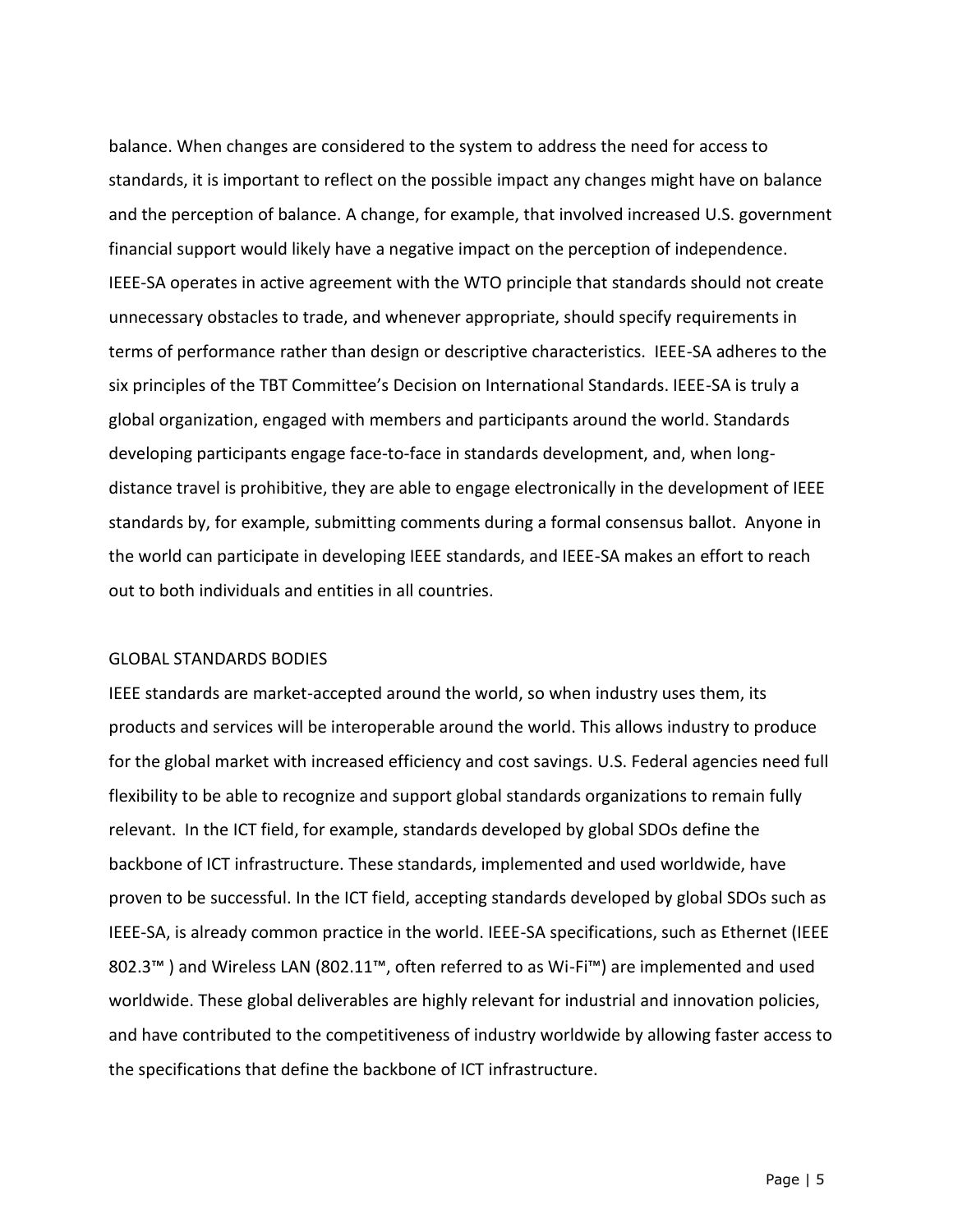balance. When changes are considered to the system to address the need for access to standards, it is important to reflect on the possible impact any changes might have on balance and the perception of balance. A change, for example, that involved increased U.S. government financial support would likely have a negative impact on the perception of independence. IEEE-SA operates in active agreement with the WTO principle that standards should not create unnecessary obstacles to trade, and whenever appropriate, should specify requirements in terms of performance rather than design or descriptive characteristics. IEEE-SA adheres to the six principles of the TBT Committee's Decision on International Standards. IEEE-SA is truly a global organization, engaged with members and participants around the world. Standards developing participants engage face-to-face in standards development, and, when long-distance travel is prohibitive, they are able to engage electronically in the development of IEEE standards by, for example, submitting comments during a formal consensus ballot. Anyone in the world can participate in developing IEEE standards, and IEEE-SA makes an effort to reach out to both individuals and entities in all countries.

GLOBAL STANDARDS BODIES

IEEE standards are market-accepted around the world, so when industry uses them, its products and services will be interoperable around the world. This allows industry to produce for the global market with increased efficiency and cost savings. U.S. Federal agencies need full flexibility to be able to recognize and support global standards organizations to remain fully relevant. In the ICT field, for example, standards developed by global SDOs define the backbone of ICT infrastructure. These standards, implemented and used worldwide, have proven to be successful. In the ICT field, accepting standards developed by global SDOs such as IEEE-SA, is already common practice in the world. IEEE-SA specifications, such as Ethernet (IEEE 802.3™ ) and Wireless LAN (802.11™, often referred to as Wi-Fi™) are implemented and used worldwide. These global deliverables are highly relevant for industrial and innovation policies, and have contributed to the competitiveness of industry worldwide by allowing faster access to the specifications that define the backbone of ICT infrastructure.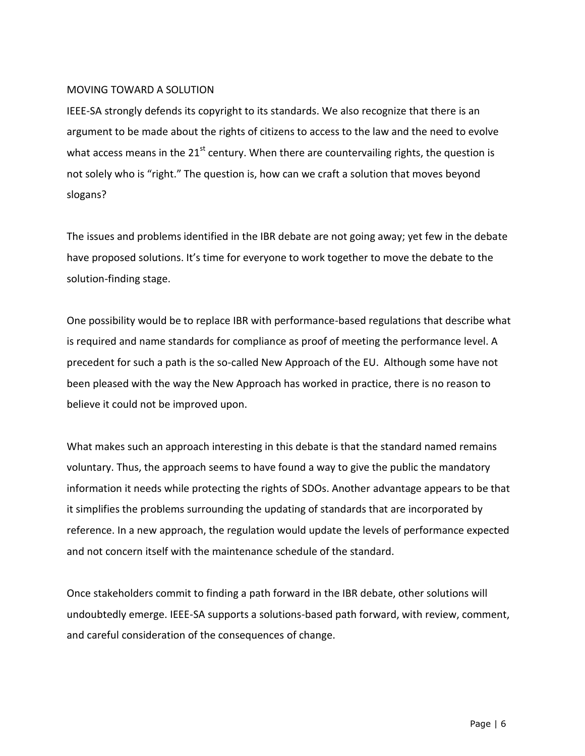## MOVING TOWARD A SOLUTION

IEEE-SA strongly defends its copyright to its standards. We also recognize that there is an argument to be made about the rights of citizens to access to the law and the need to evolve what access means in the 21st century. When there are countervailing rights, the question is not solely who is "right." The question is, how can we craft a solution that moves beyond slogans?

The issues and problems identified in the IBR debate are not going away; yet few in the debate have proposed solutions. It's time for everyone to work together to move the debate to the solution-finding stage.

One possibility would be to replace IBR with performance-based regulations that describe what is required and name standards for compliance as proof of meeting the performance level. A precedent for such a path is the so-called New Approach of the EU. Although some have not been pleased with the way the New Approach has worked in practice, there is no reason to believe it could not be improved upon.

What makes such an approach interesting in this debate is that the standard named remains voluntary. Thus, the approach seems to have found a way to give the public the mandatory information it needs while protecting the rights of SDOs. Another advantage appears to be that it simplifies the problems surrounding the updating of standards that are incorporated by reference. In a new approach, the regulation would update the levels of performance expected and not concern itself with the maintenance schedule of the standard.

Once stakeholders commit to finding a path forward in the IBR debate, other solutions will undoubtedly emerge. IEEE-SA supports a solutions-based path forward, with review, comment, and careful consideration of the consequences of change.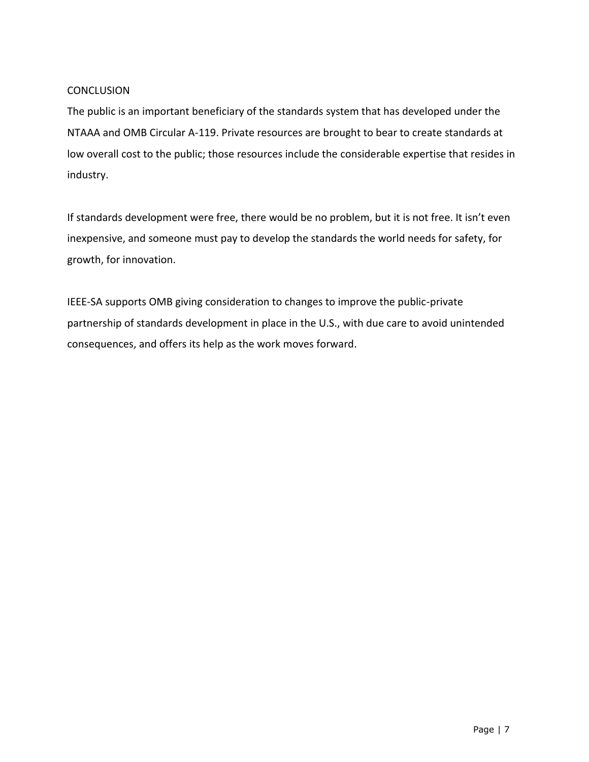## CONCLUSION

The public is an important beneficiary of the standards system that has developed under the NTAAA and OMB Circular A-119. Private resources are brought to bear to create standards at low overall cost to the public; those resources include the considerable expertise that resides in industry.

If standards development were free, there would be no problem, but it is not free. It isn't even inexpensive, and someone must pay to develop the standards the world needs for safety, for growth, for innovation.

IEEE-SA supports OMB giving consideration to changes to improve the public-private partnership of standards development in place in the U.S., with due care to avoid unintended consequences, and offers its help as the work moves forward.